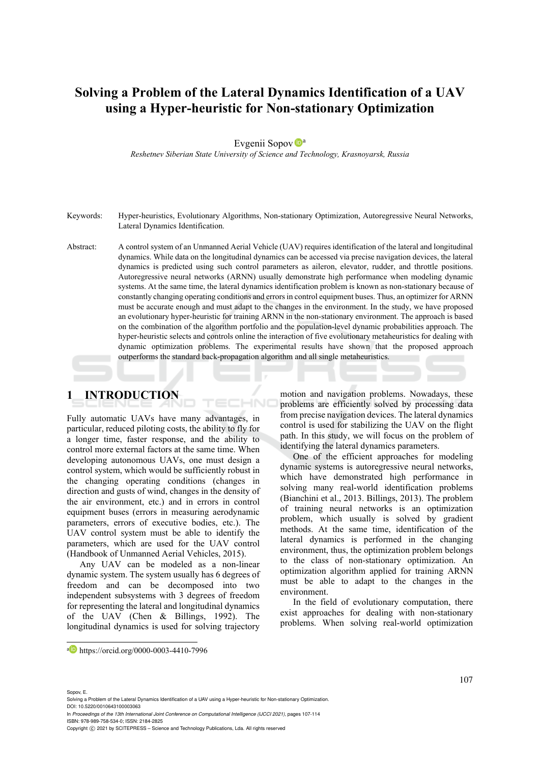# Solving a Problem of the Lateral Dynamics Identification of a UAV using a Hyper-heuristic for Non-stationary Optimization

Evgenii Sopov [a]

*Reshetnev Siberian State University of Science and Technology, Krasnoyarsk, Russia*

Keywords: Hyper-heuristics, Evolutionary Algorithms, Non-stationary Optimization, Autoregressive Neural Networks, Lateral Dynamics Identification.

Abstract: A control system of an Unmanned Aerial Vehicle (UAV) requires identification of the lateral and longitudinal dynamics. While data on the longitudinal dynamics can be accessed via precise navigation devices, the lateral dynamics is predicted using such control parameters as aileron, elevator, rudder, and throttle positions. Autoregressive neural networks (ARNN) usually demonstrate high performance when modeling dynamic systems. At the same time, the lateral dynamics identification problem is known as non-stationary because of constantly changing operating conditions and errors in control equipment buses. Thus, an optimizer for ARNN must be accurate enough and must adapt to the changes in the environment. In the study, we have proposed an evolutionary hyper-heuristic for training ARNN in the non-stationary environment. The approach is based on the combination of the algorithm portfolio and the population-level dynamic probabilities approach. The hyper-heuristic selects and controls online the interaction of five evolutionary metaheuristics for dealing with dynamic optimization problems. The experimental results have shown that the proposed approach outperforms the standard back-propagation algorithm and all single metaheuristics.

## 1 INTRODUCTION

Fully automatic UAVs have many advantages, in particular, reduced piloting costs, the ability to fly for a longer time, faster response, and the ability to control more external factors at the same time. When developing autonomous UAVs, one must design a control system, which would be sufficiently robust in the changing operating conditions (changes in direction and gusts of wind, changes in the density of the air environment, etc.) and in errors in control equipment buses (errors in measuring aerodynamic parameters, errors of executive bodies, etc.). The UAV control system must be able to identify the parameters, which are used for the UAV control (Handbook of Unmanned Aerial Vehicles, 2015).

Any UAV can be modeled as a non-linear dynamic system. The system usually has 6 degrees of freedom and can be decomposed into two independent subsystems with 3 degrees of freedom for representing the lateral and longitudinal dynamics of the UAV (Chen & Billings, 1992). The longitudinal dynamics is used for solving trajectory motion and navigation problems. Nowadays, these problems are efficiently solved by processing data from precise navigation devices. The lateral dynamics control is used for stabilizing the UAV on the flight path. In this study, we will focus on the problem of identifying the lateral dynamics parameters.

One of the efficient approaches for modeling dynamic systems is autoregressive neural networks, which have demonstrated high performance in solving many real-world identification problems (Bianchini et al., 2013. Billings, 2013). The problem of training neural networks is an optimization problem, which usually is solved by gradient methods. At the same time, identification of the lateral dynamics is performed in the changing environment, thus, the optimization problem belongs to the class of non-stationary optimization. An optimization algorithm applied for training ARNN must be able to adapt to the changes in the environment.

In the field of evolutionary computation, there exist approaches for dealing with non-stationary problems. When solving real-world optimization

[a] https://orcid.org/0000-0003-4410-7996

Sopov, E.
Solving a Problem of the Lateral Dynamics Identification of a UAV using a Hyper-heuristic for Non-stationary Optimization.
DOI: 10.5220/0010643100003063
In *Proceedings of the 13th International Joint Conference on Computational Intelligence (IJCCI 2021)*, pages 107-114
ISBN: 978-989-758-534-0; ISSN: 2184-2825
Copyright © 2021 by SCITEPRESS – Science and Technology Publications, Lda. All rights reserved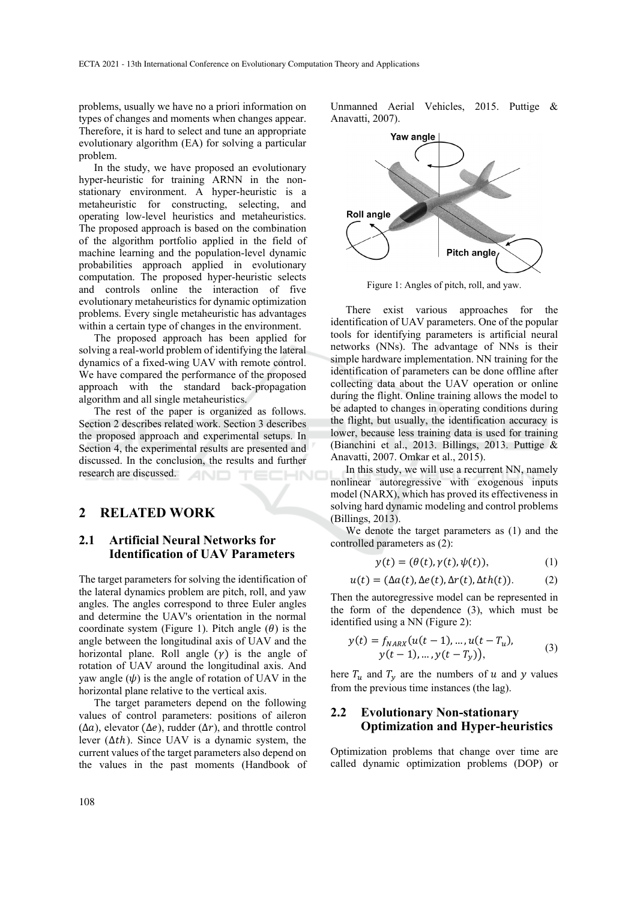problems, usually we have no a priori information on types of changes and moments when changes appear. Therefore, it is hard to select and tune an appropriate evolutionary algorithm (EA) for solving a particular problem.

In the study, we have proposed an evolutionary hyper-heuristic for training ARNN in the non-stationary environment. A hyper-heuristic is a metaheuristic for constructing, selecting, and operating low-level heuristics and metaheuristics. The proposed approach is based on the combination of the algorithm portfolio applied in the field of machine learning and the population-level dynamic probabilities approach applied in evolutionary computation. The proposed hyper-heuristic selects and controls online the interaction of five evolutionary metaheuristics for dynamic optimization problems. Every single metaheuristic has advantages within a certain type of changes in the environment.

The proposed approach has been applied for solving a real-world problem of identifying the lateral dynamics of a fixed-wing UAV with remote control. We have compared the performance of the proposed approach with the standard back-propagation algorithm and all single metaheuristics.

The rest of the paper is organized as follows. Section 2 describes related work. Section 3 describes the proposed approach and experimental setups. In Section 4, the experimental results are presented and discussed. In the conclusion, the results and further research are discussed.

## 2 RELATED WORK

### 2.1 Artificial Neural Networks for Identification of UAV Parameters

The target parameters for solving the identification of the lateral dynamics problem are pitch, roll, and yaw angles. The angles correspond to three Euler angles and determine the UAV's orientation in the normal coordinate system (Figure 1). Pitch angle ($\theta$) is the angle between the longitudinal axis of UAV and the horizontal plane. Roll angle ($\gamma$) is the angle of rotation of UAV around the longitudinal axis. And yaw angle ($\psi$) is the angle of rotation of UAV in the horizontal plane relative to the vertical axis.

The target parameters depend on the following values of control parameters: positions of aileron ($\Delta a$), elevator ($\Delta e$), rudder ($\Delta r$), and throttle control lever ($\Delta th$). Since UAV is a dynamic system, the current values of the target parameters also depend on the values in the past moments (Handbook of Unmanned Aerial Vehicles, 2015. Puttige & Anavatti, 2007).

Yaw angle

Roll angle

Pitch angle

Figure 1: Angles of pitch, roll, and yaw.

There exist various approaches for the identification of UAV parameters. One of the popular tools for identifying parameters is artificial neural networks (NNs). The advantage of NNs is their simple hardware implementation. NN training for the identification of parameters can be done offline after collecting data about the UAV operation or online during the flight. Online training allows the model to be adapted to changes in operating conditions during the flight, but usually, the identification accuracy is lower, because less training data is used for training (Bianchini et al., 2013. Billings, 2013. Puttige & Anavatti, 2007. Omkar et al., 2015).

In this study, we will use a recurrent NN, namely nonlinear autoregressive with exogenous inputs model (NARX), which has proved its effectiveness in solving hard dynamic modeling and control problems (Billings, 2013).

We denote the target parameters as (1) and the controlled parameters as (2):

$$y(t) = (\theta(t), \gamma(t), \psi(t)), \tag{1}$$

$$u(t) = (\Delta a(t), \Delta e(t), \Delta r(t), \Delta th(t)). \tag{2}$$

Then the autoregressive model can be represented in the form of the dependence (3), which must be identified using a NN (Figure 2):

$$y(t) = f_{NARX}(u(t-1), \ldots, u(t-T_u), \\ y(t-1), \ldots, y(t-T_y)), \tag{3}$$

here $T_u$ and $T_y$ are the numbers of $u$ and $y$ values from the previous time instances (the lag).

### 2.2 Evolutionary Non-stationary Optimization and Hyper-heuristics

Optimization problems that change over time are called dynamic optimization problems (DOP) or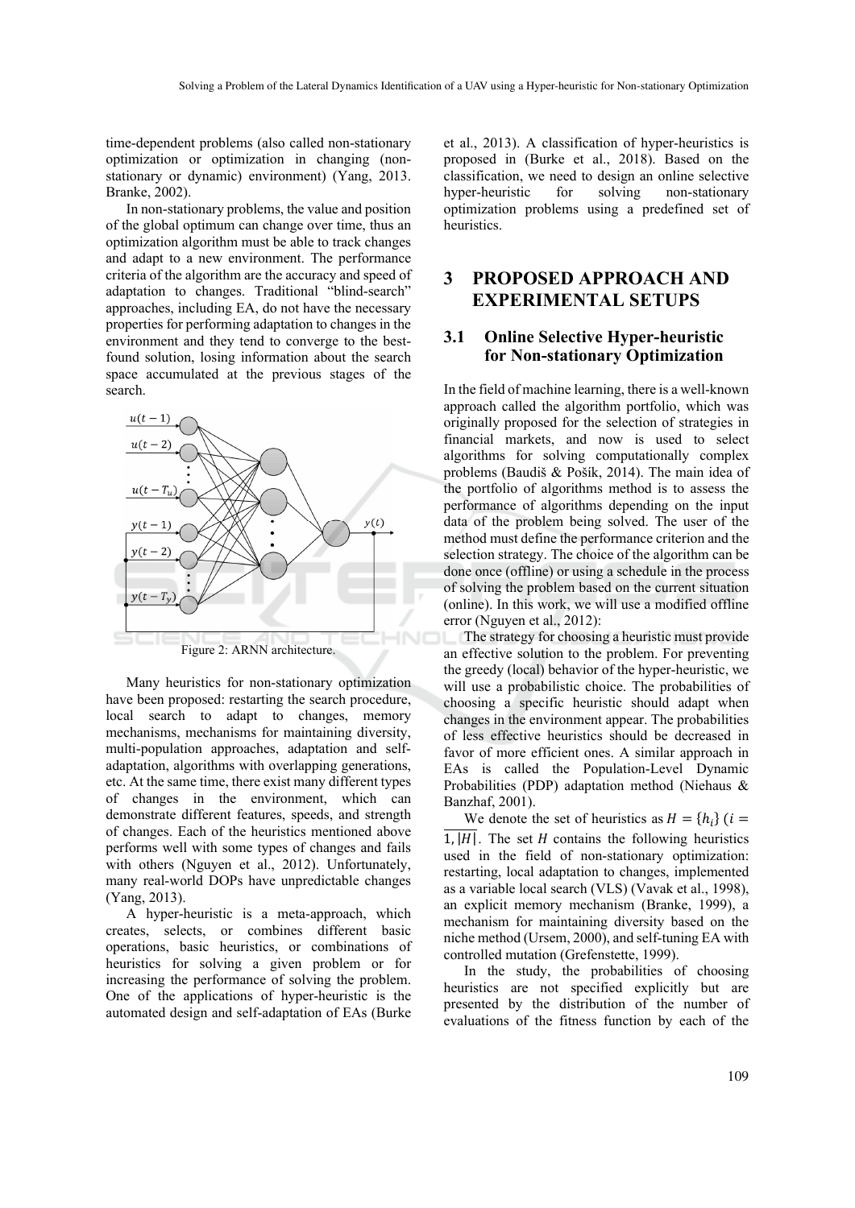time-dependent problems (also called non-stationary optimization or optimization in changing (non-stationary or dynamic) environment) (Yang, 2013. Branke, 2002).

In non-stationary problems, the value and position of the global optimum can change over time, thus an optimization algorithm must be able to track changes and adapt to a new environment. The performance criteria of the algorithm are the accuracy and speed of adaptation to changes. Traditional "blind-search" approaches, including EA, do not have the necessary properties for performing adaptation to changes in the environment and they tend to converge to the best-found solution, losing information about the search space accumulated at the previous stages of the search.

$u(t-1)$

$u(t-2)$

$u(t-T_u)$

$y(t-1)$

$y(t-2)$

$y(t-T_y)$

$y(t)$

Figure 2: ARNN architecture.

Many heuristics for non-stationary optimization have been proposed: restarting the search procedure, local search to adapt to changes, memory mechanisms, mechanisms for maintaining diversity, multi-population approaches, adaptation and self-adaptation, algorithms with overlapping generations, etc. At the same time, there exist many different types of changes in the environment, which can demonstrate different features, speeds, and strength of changes. Each of the heuristics mentioned above performs well with some types of changes and fails with others (Nguyen et al., 2012). Unfortunately, many real-world DOPs have unpredictable changes (Yang, 2013).

A hyper-heuristic is a meta-approach, which creates, selects, or combines different basic operations, basic heuristics, or combinations of heuristics for solving a given problem or for increasing the performance of solving the problem. One of the applications of hyper-heuristic is the automated design and self-adaptation of EAs (Burke et al., 2013). A classification of hyper-heuristics is proposed in (Burke et al., 2018). Based on the classification, we need to design an online selective hyper-heuristic for solving non-stationary optimization problems using a predefined set of heuristics.

## 3 PROPOSED APPROACH AND EXPERIMENTAL SETUPS

### 3.1 Online Selective Hyper-heuristic for Non-stationary Optimization

In the field of machine learning, there is a well-known approach called the algorithm portfolio, which was originally proposed for the selection of strategies in financial markets, and now is used to select algorithms for solving computationally complex problems (Baudiš & Pošík, 2014). The main idea of the portfolio of algorithms method is to assess the performance of algorithms depending on the input data of the problem being solved. The user of the method must define the performance criterion and the selection strategy. The choice of the algorithm can be done once (offline) or using a schedule in the process of solving the problem based on the current situation (online). In this work, we will use a modified offline error (Nguyen et al., 2012):

The strategy for choosing a heuristic must provide an effective solution to the problem. For preventing the greedy (local) behavior of the hyper-heuristic, we will use a probabilistic choice. The probabilities of choosing a specific heuristic should adapt when changes in the environment appear. The probabilities of less effective heuristics should be decreased in favor of more efficient ones. A similar approach in EAs is called the Population-Level Dynamic Probabilities (PDP) adaptation method (Niehaus & Banzhaf, 2001).

We denote the set of heuristics as $H = \{h_i\}$ $(i = \overline{1,|H|}$. The set $H$ contains the following heuristics used in the field of non-stationary optimization: restarting, local adaptation to changes, implemented as a variable local search (VLS) (Vavak et al., 1998), an explicit memory mechanism (Branke, 1999), a mechanism for maintaining diversity based on the niche method (Ursem, 2000), and self-tuning EA with controlled mutation (Grefenstette, 1999).

In the study, the probabilities of choosing heuristics are not specified explicitly but are presented by the distribution of the number of evaluations of the fitness function by each of the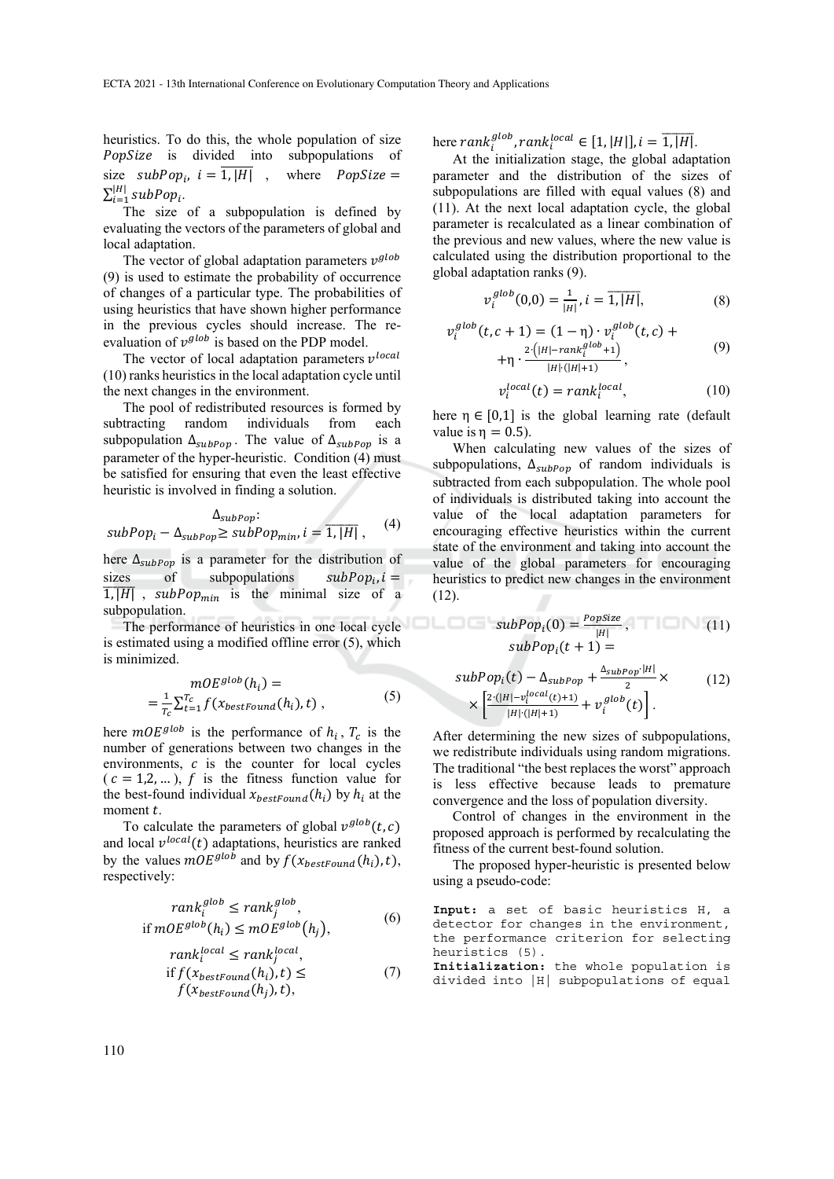heuristics. To do this, the whole population of size $PopSize$ is divided into subpopulations of size $subPop_i$, $i = \overline{1, |H|}$, where $PopSize = \sum_{i=1}^{|H|} subPop_i$.

The size of a subpopulation is defined by evaluating the vectors of the parameters of global and local adaptation.

The vector of global adaptation parameters $v^{glob}$ (9) is used to estimate the probability of occurrence of changes of a particular type. The probabilities of using heuristics that have shown higher performance in the previous cycles should increase. The re-evaluation of $v^{glob}$ is based on the PDP model.

The vector of local adaptation parameters $v^{local}$ (10) ranks heuristics in the local adaptation cycle until the next changes in the environment.

The pool of redistributed resources is formed by subtracting random individuals from each subpopulation $\Delta_{subPop}$. The value of $\Delta_{subPop}$ is a parameter of the hyper-heuristic. Condition (4) must be satisfied for ensuring that even the least effective heuristic is involved in finding a solution.

$$\Delta_{subPop}: \\ subPop_i - \Delta_{subPop} \geq subPop_{min}, i = \overline{1, |H|}, \tag{4}$$

here $\Delta_{subPop}$ is a parameter for the distribution of sizes of subpopulations $subPop_i, i = \overline{1, |H|}$, $subPop_{min}$ is the minimal size of a subpopulation.

The performance of heuristics in one local cycle is estimated using a modified offline error (5), which is minimized.

$$mOE^{glob}(h_i) = \\ = \frac{1}{T_c} \sum_{t=1}^{T_c} f(x_{bestFound}(h_i), t), \tag{5}$$

here $mOE^{glob}$ is the performance of $h_i$, $T_c$ is the number of generations between two changes in the environments, $c$ is the counter for local cycles ($c = 1, 2, \dots$), $f$ is the fitness function value for the best-found individual $x_{bestFound}(h_i)$ by $h_i$ at the moment $t$.

To calculate the parameters of global $v^{glob}(t, c)$ and local $v^{local}(t)$ adaptations, heuristics are ranked by the values $mOE^{glob}$ and by $f(x_{bestFound}(h_i), t)$, respectively:

$$rank_i^{glob} \leq rank_j^{glob}, \\ \text{if } mOE^{glob}(h_i) \leq mOE^{glob}(h_j), \tag{6}$$

$$rank_i^{local} \leq rank_j^{local}, \\ \text{if } f(x_{bestFound}(h_i), t) \leq \\ f(x_{bestFound}(h_j), t), \tag{7}$$

here $rank_i^{glob}, rank_i^{local} \in [1, |H|], i = \overline{1, |H|}$.

At the initialization stage, the global adaptation parameter and the distribution of the sizes of subpopulations are filled with equal values (8) and (11). At the next local adaptation cycle, the global parameter is recalculated as a linear combination of the previous and new values, where the new value is calculated using the distribution proportional to the global adaptation ranks (9).

$$v_i^{glob}(0,0) = \frac{1}{|H|}, i = \overline{1, |H|}, \tag{8}$$

$$v_i^{glob}(t, c+1) = (1 - \eta) \cdot v_i^{glob}(t, c) + \\ + \eta \cdot \frac{2 \cdot \left(|H| - rank_i^{glob} + 1\right)}{|H| \cdot (|H| + 1)}, \tag{9}$$

$$v_i^{local}(t) = rank_i^{local}, \tag{10}$$

here $\eta \in [0,1]$ is the global learning rate (default value is $\eta = 0.5$).

When calculating new values of the sizes of subpopulations, $\Delta_{subPop}$ of random individuals is subtracted from each subpopulation. The whole pool of individuals is distributed taking into account the value of the local adaptation parameters for encouraging effective heuristics within the current state of the environment and taking into account the value of the global parameters for encouraging heuristics to predict new changes in the environment (12).

$$subPop_i(0) = \frac{PopSize}{|H|}, \tag{11}$$

$$subPop_i(t+1) = \\ subPop_i(t) - \Delta_{subPop} + \frac{\Delta_{subPop} \cdot |H|}{2} \times \\ \times \left[\frac{2 \cdot (|H| - v_i^{local}(t) + 1)}{|H| \cdot (|H| + 1)} + v_i^{glob}(t)\right]. \tag{12}$$

After determining the new sizes of subpopulations, we redistribute individuals using random migrations. The traditional "the best replaces the worst" approach is less effective because leads to premature convergence and the loss of population diversity.

Control of changes in the environment in the proposed approach is performed by recalculating the fitness of the current best-found solution.

The proposed hyper-heuristic is presented below using a pseudo-code:

```
Input: a set of basic heuristics H, a
detector for changes in the environment,
the performance criterion for selecting
heuristics (5).
Initialization: the whole population is
divided into |H| subpopulations of equal
```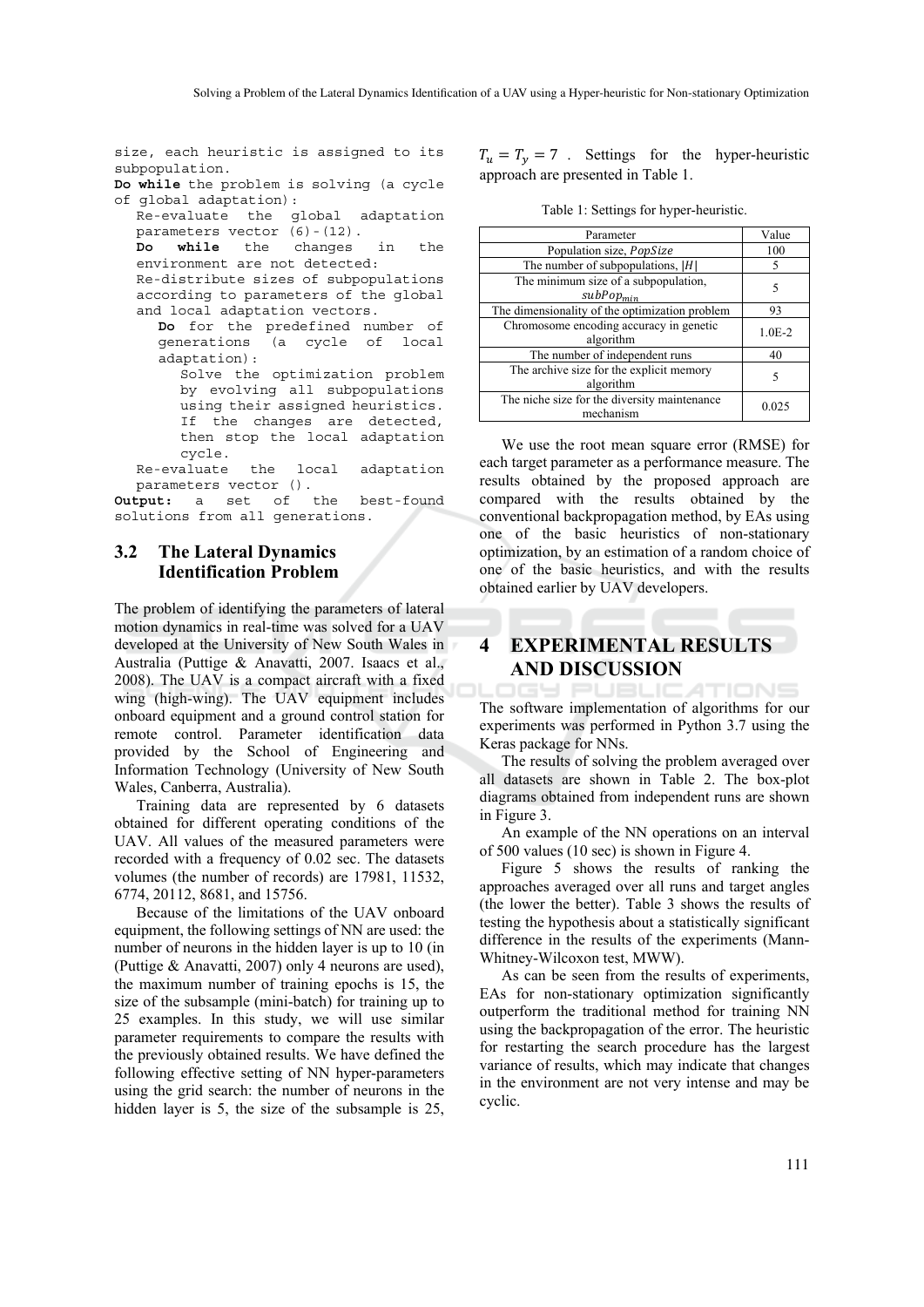size, each heuristic is assigned to its subpopulation.

```
Do while the problem is solving (a cycle of global adaptation):
   Re-evaluate the global adaptation parameters vector (6)-(12).
   Do while the changes in the environment are not detected:
   Re-distribute sizes of subpopulations according to parameters of the global and local adaptation vectors.
      Do for the predefined number of generations (a cycle of local adaptation):
         Solve the optimization problem by evolving all subpopulations using their assigned heuristics.
         If the changes are detected, then stop the local adaptation cycle.
   Re-evaluate the local adaptation parameters vector ().
Output: a set of the best-found solutions from all generations.
```

### 3.2 The Lateral Dynamics Identification Problem

The problem of identifying the parameters of lateral motion dynamics in real-time was solved for a UAV developed at the University of New South Wales in Australia (Puttige & Anavatti, 2007. Isaacs et al., 2008). The UAV is a compact aircraft with a fixed wing (high-wing). The UAV equipment includes onboard equipment and a ground control station for remote control. Parameter identification data provided by the School of Engineering and Information Technology (University of New South Wales, Canberra, Australia).

Training data are represented by 6 datasets obtained for different operating conditions of the UAV. All values of the measured parameters were recorded with a frequency of 0.02 sec. The datasets volumes (the number of records) are 17981, 11532, 6774, 20112, 8681, and 15756.

Because of the limitations of the UAV onboard equipment, the following settings of NN are used: the number of neurons in the hidden layer is up to 10 (in (Puttige & Anavatti, 2007) only 4 neurons are used), the maximum number of training epochs is 15, the size of the subsample (mini-batch) for training up to 25 examples. In this study, we will use similar parameter requirements to compare the results with the previously obtained results. We have defined the following effective setting of NN hyper-parameters using the grid search: the number of neurons in the hidden layer is 5, the size of the subsample is 25, $T_u = T_y = 7$. Settings for the hyper-heuristic approach are presented in Table 1.

Table 1: Settings for hyper-heuristic.

| Parameter | Value |
|---|---|
| Population size, $PopSize$ | 100 |
| The number of subpopulations, $\|H\|$ | 5 |
| The minimum size of a subpopulation, $subPop_{min}$ | 5 |
| The dimensionality of the optimization problem | 93 |
| Chromosome encoding accuracy in genetic algorithm | 1.0E-2 |
| The number of independent runs | 40 |
| The archive size for the explicit memory algorithm | 5 |
| The niche size for the diversity maintenance mechanism | 0.025 |

We use the root mean square error (RMSE) for each target parameter as a performance measure. The results obtained by the proposed approach are compared with the results obtained by the conventional backpropagation method, by EAs using one of the basic heuristics of non-stationary optimization, by an estimation of a random choice of one of the basic heuristics, and with the results obtained earlier by UAV developers.

## 4 EXPERIMENTAL RESULTS AND DISCUSSION

The software implementation of algorithms for our experiments was performed in Python 3.7 using the Keras package for NNs.

The results of solving the problem averaged over all datasets are shown in Table 2. The box-plot diagrams obtained from independent runs are shown in Figure 3.

An example of the NN operations on an interval of 500 values (10 sec) is shown in Figure 4.

Figure 5 shows the results of ranking the approaches averaged over all runs and target angles (the lower the better). Table 3 shows the results of testing the hypothesis about a statistically significant difference in the results of the experiments (Mann-Whitney-Wilcoxon test, MWW).

As can be seen from the results of experiments, EAs for non-stationary optimization significantly outperform the traditional method for training NN using the backpropagation of the error. The heuristic for restarting the search procedure has the largest variance of results, which may indicate that changes in the environment are not very intense and may be cyclic.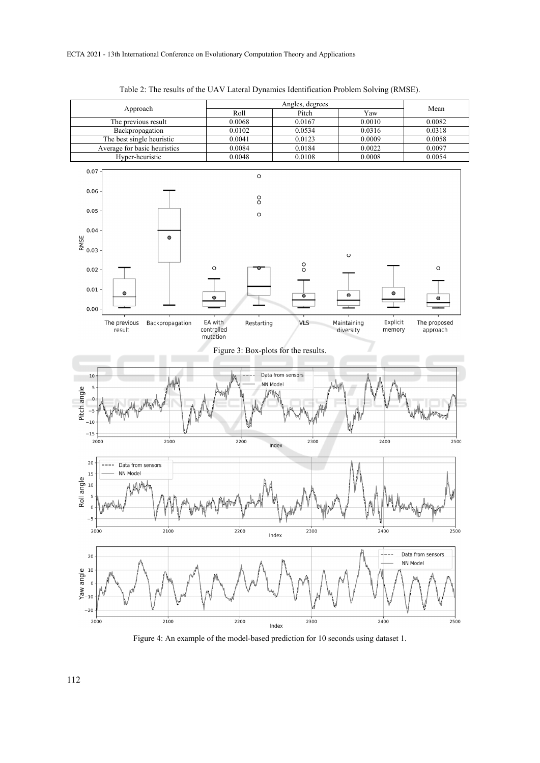Table 2: The results of the UAV Lateral Dynamics Identification Problem Solving (RMSE).

| Approach | Angles, degrees | | | Mean |
|---|---|---|---|---|
| | Roll | Pitch | Yaw | |
| The previous result | 0.0068 | 0.0167 | 0.0010 | 0.0082 |
| Backpropagation | 0.0102 | 0.0534 | 0.0316 | 0.0318 |
| The best single heuristic | 0.0041 | 0.0123 | 0.0009 | 0.0058 |
| Average for basic heuristics | 0.0084 | 0.0184 | 0.0022 | 0.0097 |
| Hyper-heuristic | 0.0048 | 0.0108 | 0.0008 | 0.0054 |

RMSE
0.00
0.01
0.02
0.03
0.04
0.05
0.06
0.07
The previous result
Backpropagation
EA with controlled mutation
Restarting
VLS
Maintaining diversity
Explicit memory
The proposed approach

Figure 3: Box-plots for the results.

Pitch angle
Roll angle
Yaw angle
Index
Data from sensors
NN Model
2000
2100
2200
2300
2400
2500

Figure 4: An example of the model-based prediction for 10 seconds using dataset 1.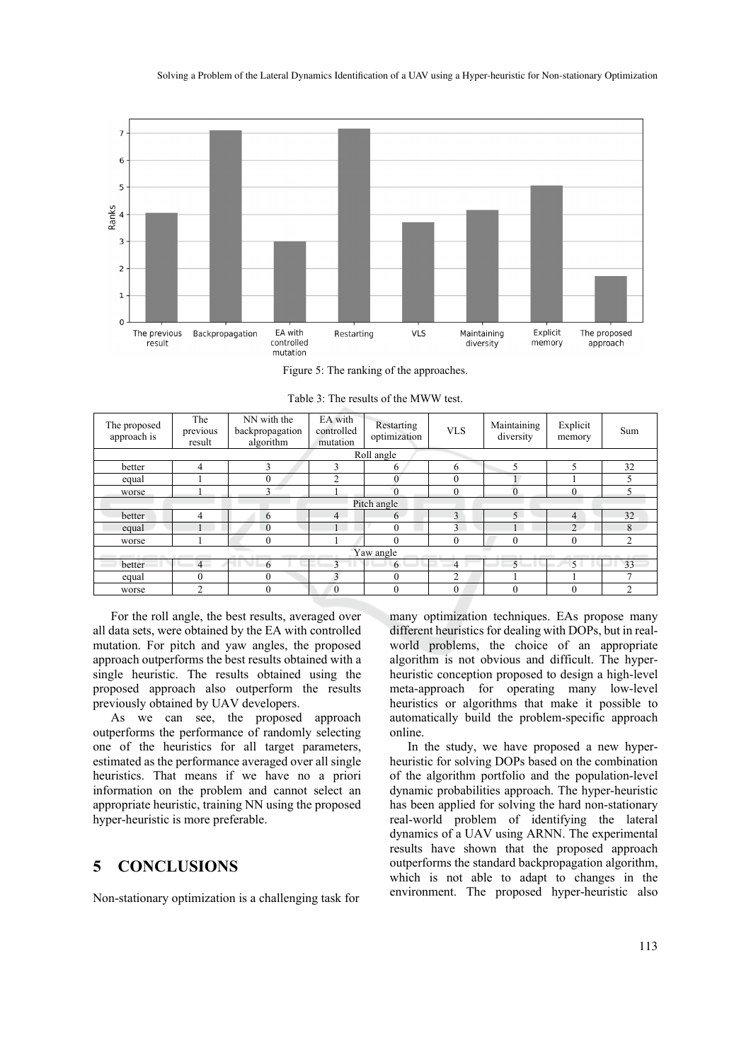Ranks

0 1 2 3 4 5 6 7

The previous result

Backpropagation

EA with controlled mutation

Restarting

VLS

Maintaining diversity

Explicit memory

The proposed approach

Figure 5: The ranking of the approaches.

Table 3: The results of the MWW test.

| The proposed approach is | The previous result | NN with the backpropagation algorithm | EA with controlled mutation | Restarting optimization | VLS | Maintaining diversity | Explicit memory | Sum |
|---|---|---|---|---|---|---|---|---|
| Roll angle | | | | | | | | |
| better | 4 | 3 | 3 | 6 | 6 | 5 | 5 | 32 |
| equal | 1 | 0 | 2 | 0 | 0 | 1 | 1 | 5 |
| worse | 1 | 3 | 1 | 0 | 0 | 0 | 0 | 5 |
| Pitch angle | | | | | | | | |
| better | 4 | 6 | 4 | 6 | 3 | 5 | 4 | 32 |
| equal | 1 | 0 | 1 | 0 | 3 | 1 | 2 | 8 |
| worse | 1 | 0 | 1 | 0 | 0 | 0 | 0 | 2 |
| Yaw angle | | | | | | | | |
| better | 4 | 6 | 3 | 6 | 4 | 5 | 5 | 33 |
| equal | 0 | 0 | 3 | 0 | 2 | 1 | 1 | 7 |
| worse | 2 | 0 | 0 | 0 | 0 | 0 | 0 | 2 |

For the roll angle, the best results, averaged over all data sets, were obtained by the EA with controlled mutation. For pitch and yaw angles, the proposed approach outperforms the best results obtained with a single heuristic. The results obtained using the proposed approach also outperform the results previously obtained by UAV developers.

As we can see, the proposed approach outperforms the performance of randomly selecting one of the heuristics for all target parameters, estimated as the performance averaged over all single heuristics. That means if we have no a priori information on the problem and cannot select an appropriate heuristic, training NN using the proposed hyper-heuristic is more preferable.

## 5 CONCLUSIONS

Non-stationary optimization is a challenging task for many optimization techniques. EAs propose many different heuristics for dealing with DOPs, but in real-world problems, the choice of an appropriate algorithm is not obvious and difficult. The hyper-heuristic conception proposed to design a high-level meta-approach for operating many low-level heuristics or algorithms that make it possible to automatically build the problem-specific approach online.

In the study, we have proposed a new hyper-heuristic for solving DOPs based on the combination of the algorithm portfolio and the population-level dynamic probabilities approach. The hyper-heuristic has been applied for solving the hard non-stationary real-world problem of identifying the lateral dynamics of a UAV using ARNN. The experimental results have shown that the proposed approach outperforms the standard backpropagation algorithm, which is not able to adapt to changes in the environment. The proposed hyper-heuristic also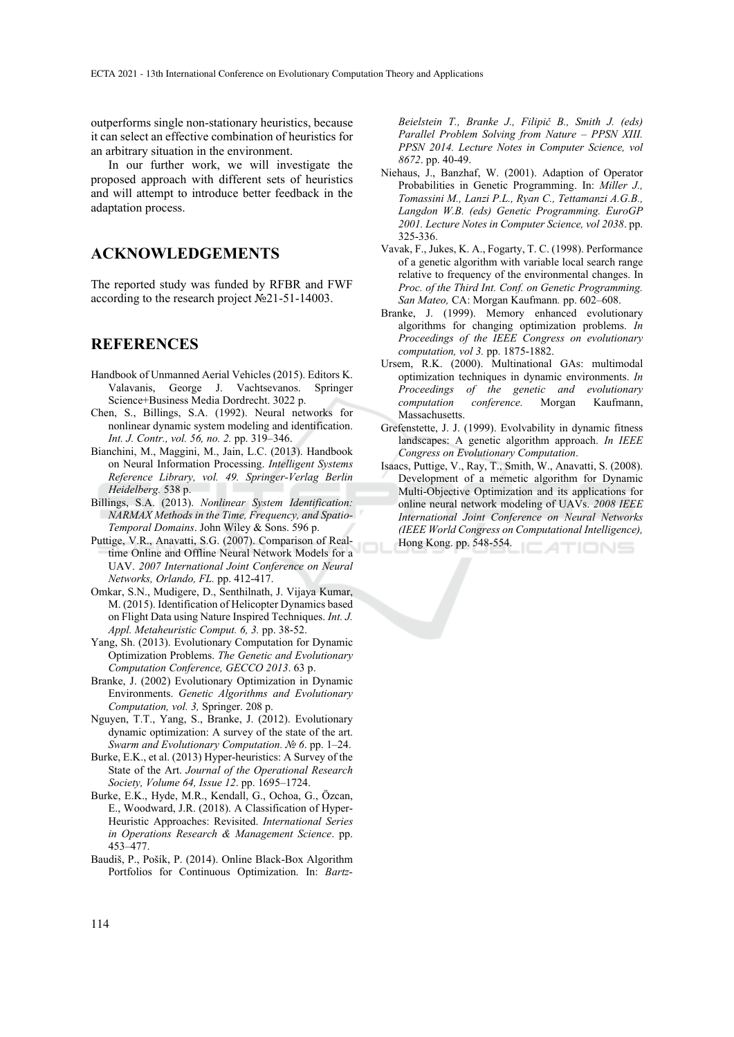outperforms single non-stationary heuristics, because it can select an effective combination of heuristics for an arbitrary situation in the environment.

In our further work, we will investigate the proposed approach with different sets of heuristics and will attempt to introduce better feedback in the adaptation process.

## ACKNOWLEDGEMENTS

The reported study was funded by RFBR and FWF according to the research project №21-51-14003.

## REFERENCES

Handbook of Unmanned Aerial Vehicles (2015). Editors K. Valavanis, George J. Vachtsevanos. Springer Science+Business Media Dordrecht. 3022 p.

Chen, S., Billings, S.A. (1992). Neural networks for nonlinear dynamic system modeling and identification. *Int. J. Contr., vol. 56, no. 2.* pp. 319–346.

Bianchini, M., Maggini, M., Jain, L.C. (2013). Handbook on Neural Information Processing. *Intelligent Systems Reference Library, vol. 49. Springer-Verlag Berlin Heidelberg.* 538 p.

Billings, S.A. (2013). *Nonlinear System Identification: NARMAX Methods in the Time, Frequency, and Spatio-Temporal Domains*. John Wiley & Sons. 596 p.

Puttige, V.R., Anavatti, S.G. (2007). Comparison of Real-time Online and Offline Neural Network Models for a UAV. *2007 International Joint Conference on Neural Networks, Orlando, FL.* pp. 412-417.

Omkar, S.N., Mudigere, D., Senthilnath, J. Vijaya Kumar, M. (2015). Identification of Helicopter Dynamics based on Flight Data using Nature Inspired Techniques. *Int. J. Appl. Metaheuristic Comput. 6, 3.* pp. 38-52.

Yang, Sh. (2013). Evolutionary Computation for Dynamic Optimization Problems. *The Genetic and Evolutionary Computation Conference, GECCO 2013*. 63 p.

Branke, J. (2002) Evolutionary Optimization in Dynamic Environments. *Genetic Algorithms and Evolutionary Computation, vol. 3,* Springer. 208 p.

Nguyen, T.T., Yang, S., Branke, J. (2012). Evolutionary dynamic optimization: A survey of the state of the art. *Swarm and Evolutionary Computation. № 6*. pp. 1–24.

Burke, E.K., et al. (2013) Hyper-heuristics: A Survey of the State of the Art. *Journal of the Operational Research Society, Volume 64, Issue 12*. pp. 1695–1724.

Burke, E.K., Hyde, M.R., Kendall, G., Ochoa, G., Özcan, E., Woodward, J.R. (2018). A Classification of Hyper-Heuristic Approaches: Revisited. *International Series in Operations Research & Management Science*. pp. 453–477.

Baudiš, P., Pošík, P. (2014). Online Black-Box Algorithm Portfolios for Continuous Optimization. In: *Bartz-Beielstein T., Branke J., Filipič B., Smith J. (eds) Parallel Problem Solving from Nature – PPSN XIII. PPSN 2014. Lecture Notes in Computer Science, vol 8672*. pp. 40-49.

Niehaus, J., Banzhaf, W. (2001). Adaption of Operator Probabilities in Genetic Programming. In: *Miller J., Tomassini M., Lanzi P.L., Ryan C., Tettamanzi A.G.B., Langdon W.B. (eds) Genetic Programming. EuroGP 2001. Lecture Notes in Computer Science, vol 2038*. pp. 325-336.

Vavak, F., Jukes, K. A., Fogarty, T. C. (1998). Performance of a genetic algorithm with variable local search range relative to frequency of the environmental changes. In *Proc. of the Third Int. Conf. on Genetic Programming. San Mateo,* CA: Morgan Kaufmann*.* pp. 602–608.

Branke, J. (1999). Memory enhanced evolutionary algorithms for changing optimization problems. *In Proceedings of the IEEE Congress on evolutionary computation, vol 3.* pp. 1875-1882.

Ursem, R.K. (2000). Multinational GAs: multimodal optimization techniques in dynamic environments. *In Proceedings of the genetic and evolutionary computation conference.* Morgan Kaufmann, Massachusetts.

Grefenstette, J. J. (1999). Evolvability in dynamic fitness landscapes: A genetic algorithm approach. *In IEEE Congress on Evolutionary Computation*.

Isaacs, Puttige, V., Ray, T., Smith, W., Anavatti, S. (2008). Development of a memetic algorithm for Dynamic Multi-Objective Optimization and its applications for online neural network modeling of UAVs. *2008 IEEE International Joint Conference on Neural Networks (IEEE World Congress on Computational Intelligence),* Hong Kong. pp. 548-554.